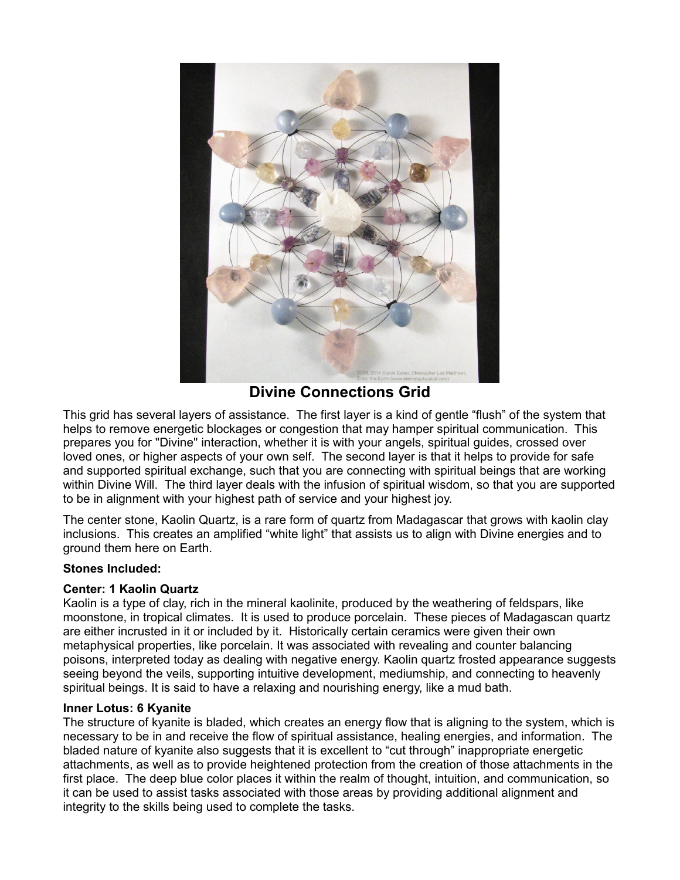## Divine Connections Grid

This grid has several layers of assistance. The first layer is a kind of gentle "flush" of the system that helps to remove energetic blockages or congestion that may hamper spiritual communication. This prepares you for "Divine" interaction, whether it is with your angels, spiritual guides, crossed over loved ones, or higher aspects of your own self. The second layer is that it helps to provide for safe and supported spiritual exchange, such that you are connecting with spiritual beings that are working within Divine Will. The third layer deals with the infusion of spiritual wisdom, so that you are supported to be in alignment with your highest path of service and your highest joy.

The center stone, Kaolin Quartz, is a rare form of quartz from Madagascar that grows with kaolin clay inclusions. This creates an amplified "white light" that assists us to align with Divine energies and to ground them here on Earth.

**Stones Included:**

**Center: 1 Kaolin Quartz**
Kaolin is a type of clay, rich in the mineral kaolinite, produced by the weathering of feldspars, like moonstone, in tropical climates. It is used to produce porcelain. These pieces of Madagascan quartz are either incrusted in it or included by it. Historically certain ceramics were given their own metaphysical properties, like porcelain. It was associated with revealing and counter balancing poisons, interpreted today as dealing with negative energy. Kaolin quartz frosted appearance suggests seeing beyond the veils, supporting intuitive development, mediumship, and connecting to heavenly spiritual beings. It is said to have a relaxing and nourishing energy, like a mud bath.

**Inner Lotus: 6 Kyanite**
The structure of kyanite is bladed, which creates an energy flow that is aligning to the system, which is necessary to be in and receive the flow of spiritual assistance, healing energies, and information. The bladed nature of kyanite also suggests that it is excellent to "cut through" inappropriate energetic attachments, as well as to provide heightened protection from the creation of those attachments in the first place. The deep blue color places it within the realm of thought, intuition, and communication, so it can be used to assist tasks associated with those areas by providing additional alignment and integrity to the skills being used to complete the tasks.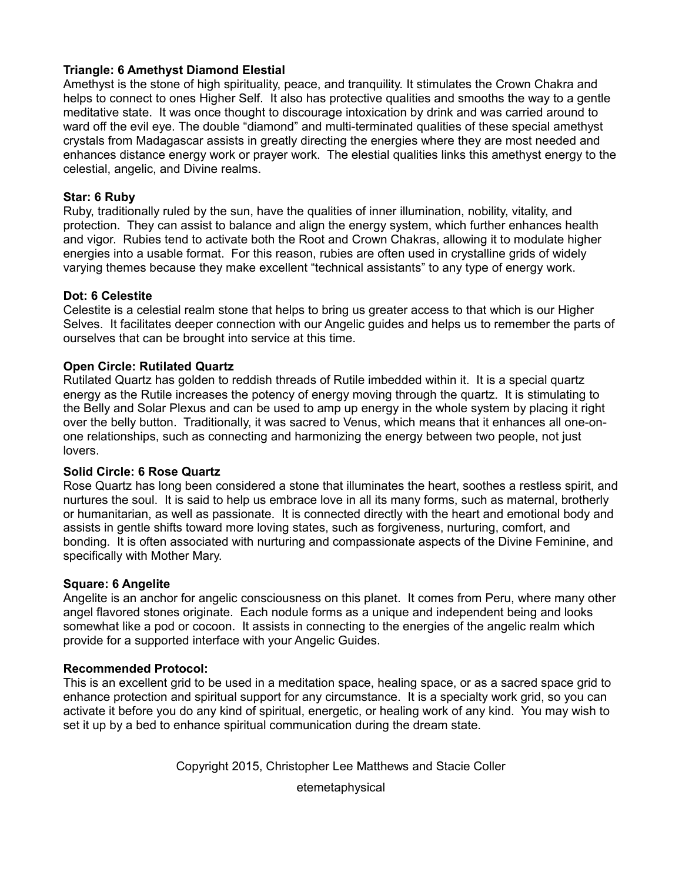**Triangle: 6 Amethyst Diamond Elestial**
Amethyst is the stone of high spirituality, peace, and tranquility. It stimulates the Crown Chakra and helps to connect to ones Higher Self. It also has protective qualities and smooths the way to a gentle meditative state. It was once thought to discourage intoxication by drink and was carried around to ward off the evil eye. The double "diamond" and multi-terminated qualities of these special amethyst crystals from Madagascar assists in greatly directing the energies where they are most needed and enhances distance energy work or prayer work. The elestial qualities links this amethyst energy to the celestial, angelic, and Divine realms.

**Star: 6 Ruby**
Ruby, traditionally ruled by the sun, have the qualities of inner illumination, nobility, vitality, and protection. They can assist to balance and align the energy system, which further enhances health and vigor. Rubies tend to activate both the Root and Crown Chakras, allowing it to modulate higher energies into a usable format. For this reason, rubies are often used in crystalline grids of widely varying themes because they make excellent "technical assistants" to any type of energy work.

**Dot: 6 Celestite**
Celestite is a celestial realm stone that helps to bring us greater access to that which is our Higher Selves. It facilitates deeper connection with our Angelic guides and helps us to remember the parts of ourselves that can be brought into service at this time.

**Open Circle: Rutilated Quartz**
Rutilated Quartz has golden to reddish threads of Rutile imbedded within it. It is a special quartz energy as the Rutile increases the potency of energy moving through the quartz. It is stimulating to the Belly and Solar Plexus and can be used to amp up energy in the whole system by placing it right over the belly button. Traditionally, it was sacred to Venus, which means that it enhances all one-on-one relationships, such as connecting and harmonizing the energy between two people, not just lovers.

**Solid Circle: 6 Rose Quartz**
Rose Quartz has long been considered a stone that illuminates the heart, soothes a restless spirit, and nurtures the soul. It is said to help us embrace love in all its many forms, such as maternal, brotherly or humanitarian, as well as passionate. It is connected directly with the heart and emotional body and assists in gentle shifts toward more loving states, such as forgiveness, nurturing, comfort, and bonding. It is often associated with nurturing and compassionate aspects of the Divine Feminine, and specifically with Mother Mary.

**Square: 6 Angelite**
Angelite is an anchor for angelic consciousness on this planet. It comes from Peru, where many other angel flavored stones originate. Each nodule forms as a unique and independent being and looks somewhat like a pod or cocoon. It assists in connecting to the energies of the angelic realm which provide for a supported interface with your Angelic Guides.

**Recommended Protocol:**
This is an excellent grid to be used in a meditation space, healing space, or as a sacred space grid to enhance protection and spiritual support for any circumstance. It is a specialty work grid, so you can activate it before you do any kind of spiritual, energetic, or healing work of any kind. You may wish to set it up by a bed to enhance spiritual communication during the dream state.

Copyright 2015, Christopher Lee Matthews and Stacie Coller

etemetaphysical